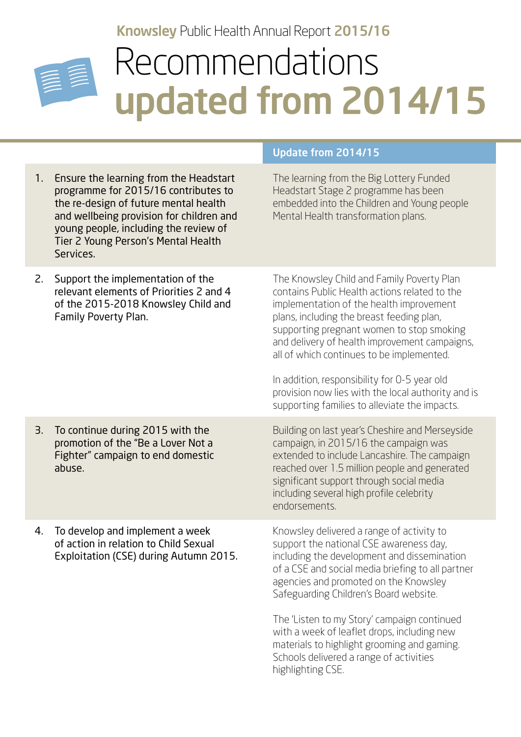Knowsley Public Health Annual Report 2015/16

# Recommendations updated from 2014/15

| | Update from 2014/15 |
|---|---|
| 1. Ensure the learning from the Headstart programme for 2015/16 contributes to the re-design of future mental health and wellbeing provision for children and young people, including the review of Tier 2 Young Person's Mental Health Services. | The learning from the Big Lottery Funded Headstart Stage 2 programme has been embedded into the Children and Young people Mental Health transformation plans. |
| 2. Support the implementation of the relevant elements of Priorities 2 and 4 of the 2015-2018 Knowsley Child and Family Poverty Plan. | The Knowsley Child and Family Poverty Plan contains Public Health actions related to the implementation of the health improvement plans, including the breast feeding plan, supporting pregnant women to stop smoking and delivery of health improvement campaigns, all of which continues to be implemented.<br><br>In addition, responsibility for 0-5 year old provision now lies with the local authority and is supporting families to alleviate the impacts. |
| 3. To continue during 2015 with the promotion of the "Be a Lover Not a Fighter" campaign to end domestic abuse. | Building on last year's Cheshire and Merseyside campaign, in 2015/16 the campaign was extended to include Lancashire. The campaign reached over 1.5 million people and generated significant support through social media including several high profile celebrity endorsements. |
| 4. To develop and implement a week of action in relation to Child Sexual Exploitation (CSE) during Autumn 2015. | Knowsley delivered a range of activity to support the national CSE awareness day, including the development and dissemination of a CSE and social media briefing to all partner agencies and promoted on the Knowsley Safeguarding Children's Board website.<br><br>The 'Listen to my Story' campaign continued with a week of leaflet drops, including new materials to highlight grooming and gaming. Schools delivered a range of activities highlighting CSE. |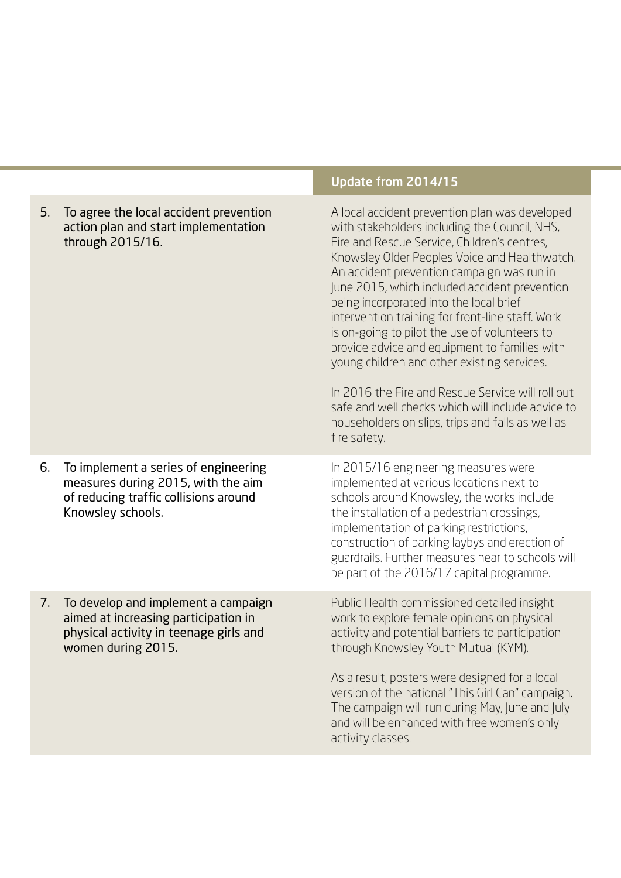| | Update from 2014/15 |
|---|---|
| 5. To agree the local accident prevention action plan and start implementation through 2015/16. | A local accident prevention plan was developed with stakeholders including the Council, NHS, Fire and Rescue Service, Children's centres, Knowsley Older Peoples Voice and Healthwatch. An accident prevention campaign was run in June 2015, which included accident prevention being incorporated into the local brief intervention training for front-line staff. Work is on-going to pilot the use of volunteers to provide advice and equipment to families with young children and other existing services.<br><br>In 2016 the Fire and Rescue Service will roll out safe and well checks which will include advice to householders on slips, trips and falls as well as fire safety. |
| 6. To implement a series of engineering measures during 2015, with the aim of reducing traffic collisions around Knowsley schools. | In 2015/16 engineering measures were implemented at various locations next to schools around Knowsley, the works include the installation of a pedestrian crossings, implementation of parking restrictions, construction of parking laybys and erection of guardrails. Further measures near to schools will be part of the 2016/17 capital programme. |
| 7. To develop and implement a campaign aimed at increasing participation in physical activity in teenage girls and women during 2015. | Public Health commissioned detailed insight work to explore female opinions on physical activity and potential barriers to participation through Knowsley Youth Mutual (KYM).<br><br>As a result, posters were designed for a local version of the national "This Girl Can" campaign. The campaign will run during May, June and July and will be enhanced with free women's only activity classes. |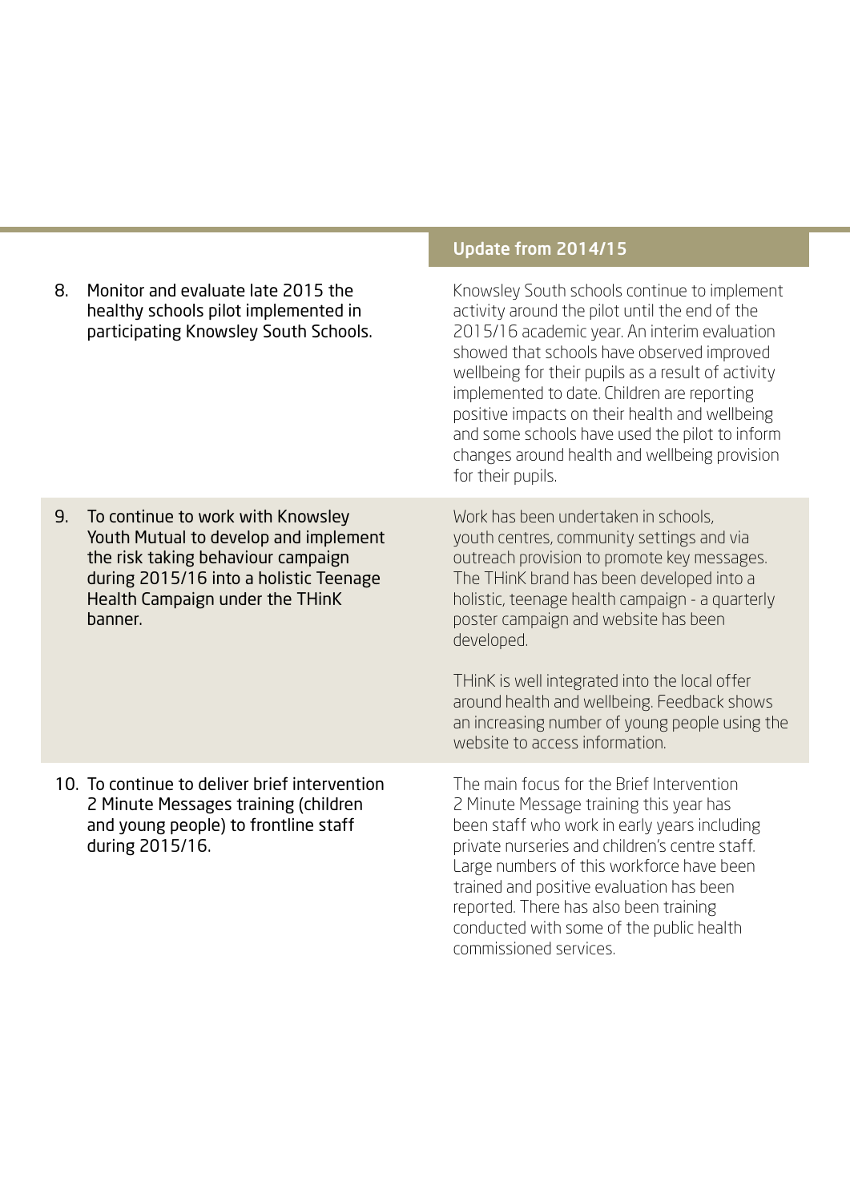| | Update from 2014/15 |
|---|---|
| 8. Monitor and evaluate late 2015 the healthy schools pilot implemented in participating Knowsley South Schools. | Knowsley South schools continue to implement activity around the pilot until the end of the 2015/16 academic year. An interim evaluation showed that schools have observed improved wellbeing for their pupils as a result of activity implemented to date. Children are reporting positive impacts on their health and wellbeing and some schools have used the pilot to inform changes around health and wellbeing provision for their pupils. |
| 9. To continue to work with Knowsley Youth Mutual to develop and implement the risk taking behaviour campaign during 2015/16 into a holistic Teenage Health Campaign under the THinK banner. | Work has been undertaken in schools, youth centres, community settings and via outreach provision to promote key messages. The THinK brand has been developed into a holistic, teenage health campaign - a quarterly poster campaign and website has been developed.<br><br>THinK is well integrated into the local offer around health and wellbeing. Feedback shows an increasing number of young people using the website to access information. |
| 10. To continue to deliver brief intervention 2 Minute Messages training (children and young people) to frontline staff during 2015/16. | The main focus for the Brief Intervention 2 Minute Message training this year has been staff who work in early years including private nurseries and children's centre staff. Large numbers of this workforce have been trained and positive evaluation has been reported. There has also been training conducted with some of the public health commissioned services. |